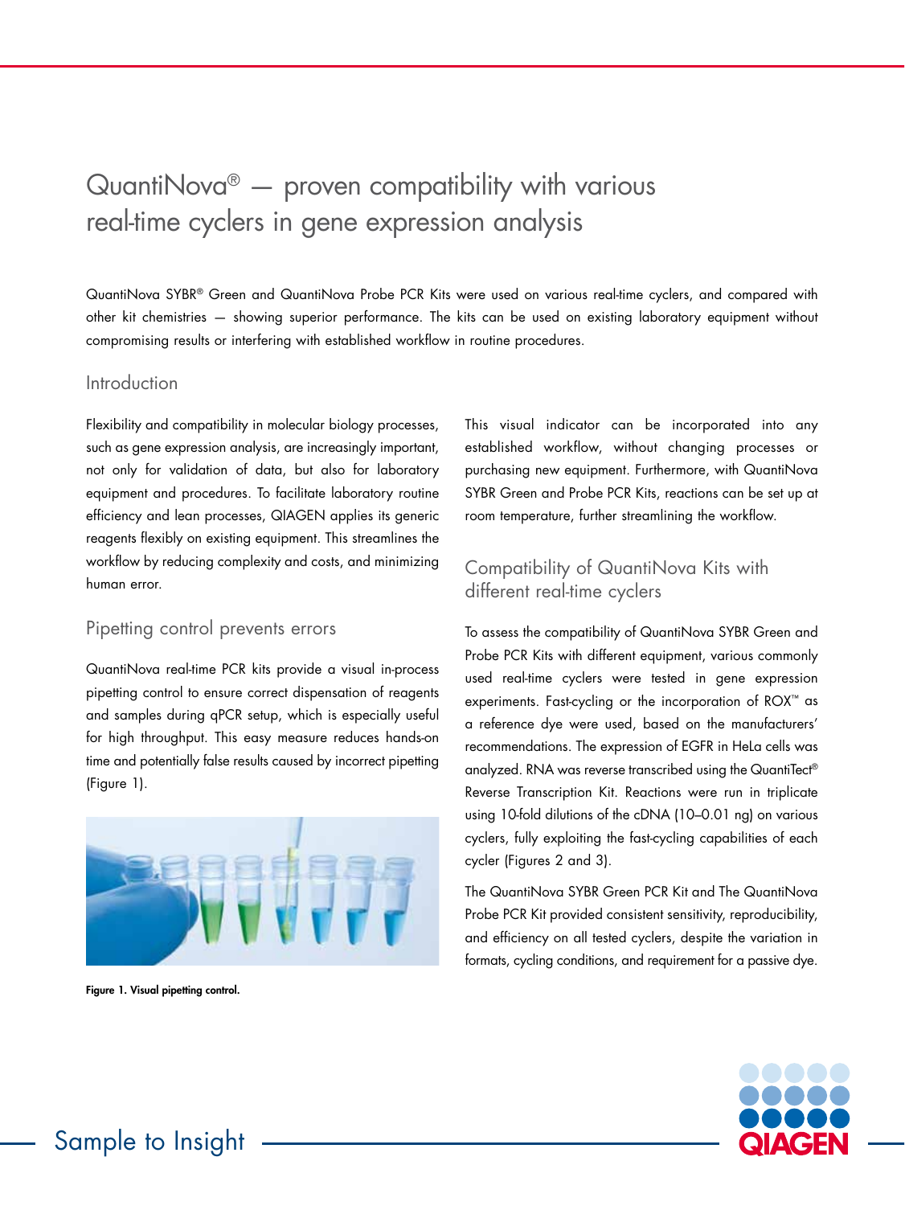# QuantiNova® — proven compatibility with various real-time cyclers in gene expression analysis

QuantiNova SYBR® Green and QuantiNova Probe PCR Kits were used on various real-time cyclers, and compared with other kit chemistries — showing superior performance. The kits can be used on existing laboratory equipment without compromising results or interfering with established workflow in routine procedures.

## Introduction

Flexibility and compatibility in molecular biology processes, such as gene expression analysis, are increasingly important, not only for validation of data, but also for laboratory equipment and procedures. To facilitate laboratory routine efficiency and lean processes, QIAGEN applies its generic reagents flexibly on existing equipment. This streamlines the workflow by reducing complexity and costs, and minimizing human error.

## Pipetting control prevents errors

QuantiNova real-time PCR kits provide a visual in-process pipetting control to ensure correct dispensation of reagents and samples during qPCR setup, which is especially useful for high throughput. This easy measure reduces hands-on time and potentially false results caused by incorrect pipetting (Figure 1).

**Figure 1. Visual pipetting control.**

This visual indicator can be incorporated into any established workflow, without changing processes or purchasing new equipment. Furthermore, with QuantiNova SYBR Green and Probe PCR Kits, reactions can be set up at room temperature, further streamlining the workflow.

## Compatibility of QuantiNova Kits with different real-time cyclers

To assess the compatibility of QuantiNova SYBR Green and Probe PCR Kits with different equipment, various commonly used real-time cyclers were tested in gene expression experiments. Fast-cycling or the incorporation of ROX™ as a reference dye were used, based on the manufacturers' recommendations. The expression of EGFR in HeLa cells was analyzed. RNA was reverse transcribed using the QuantiTect® Reverse Transcription Kit. Reactions were run in triplicate using 10-fold dilutions of the cDNA (10–0.01 ng) on various cyclers, fully exploiting the fast-cycling capabilities of each cycler (Figures 2 and 3).

The QuantiNova SYBR Green PCR Kit and The QuantiNova Probe PCR Kit provided consistent sensitivity, reproducibility, and efficiency on all tested cyclers, despite the variation in formats, cycling conditions, and requirement for a passive dye.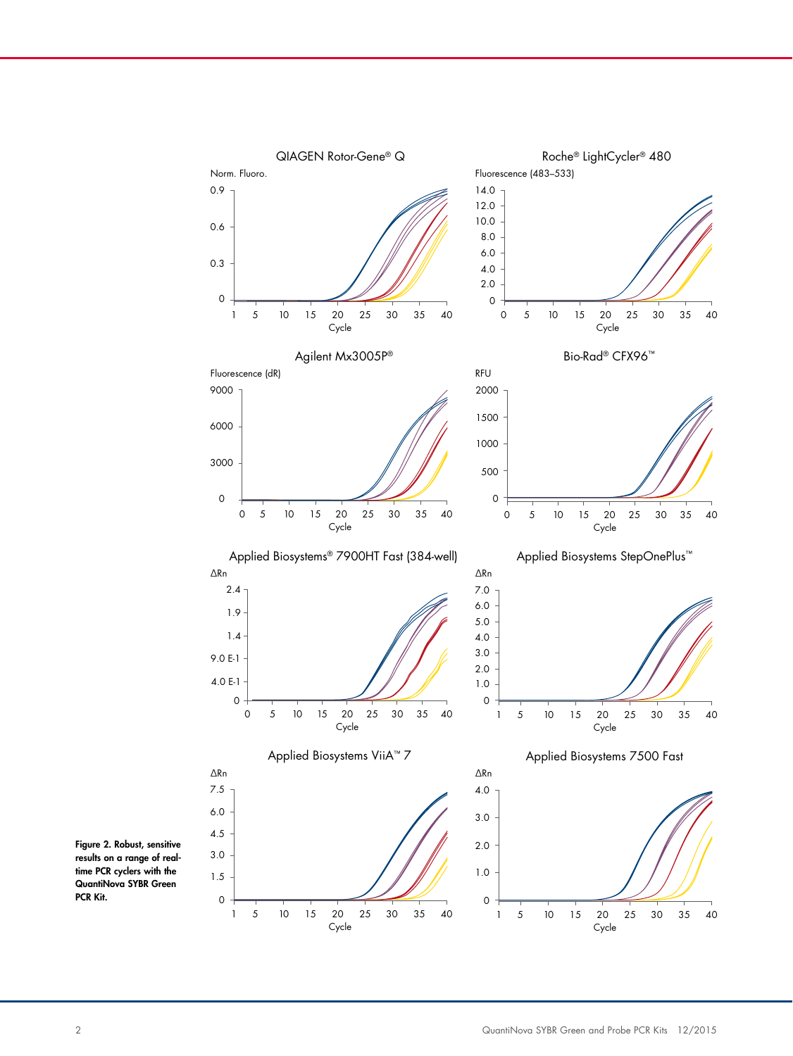**Figure 2. Robust, sensitive results on a range of real-time PCR cyclers with the QuantiNova SYBR Green PCR Kit.**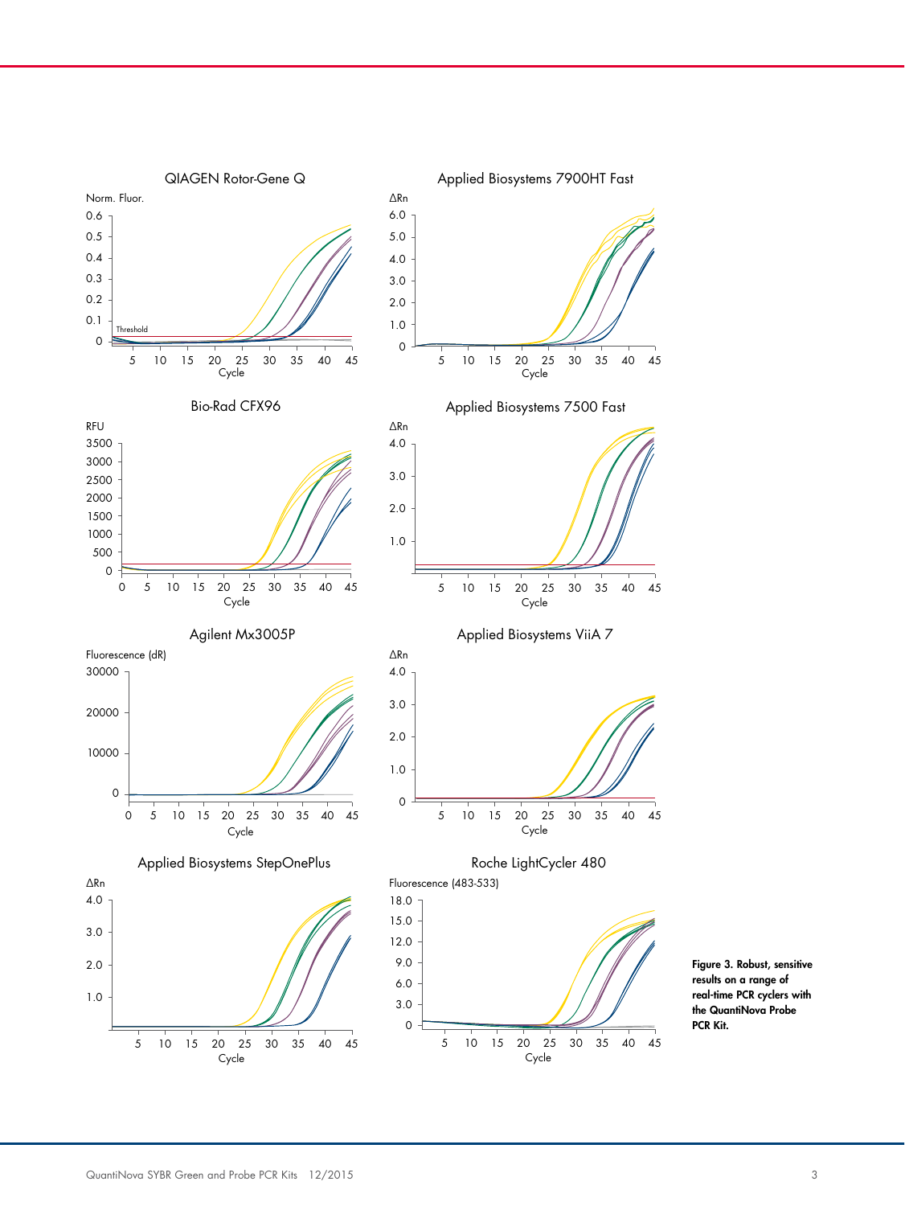**Figure 3. Robust, sensitive results on a range of real-time PCR cyclers with the QuantiNova Probe PCR Kit.**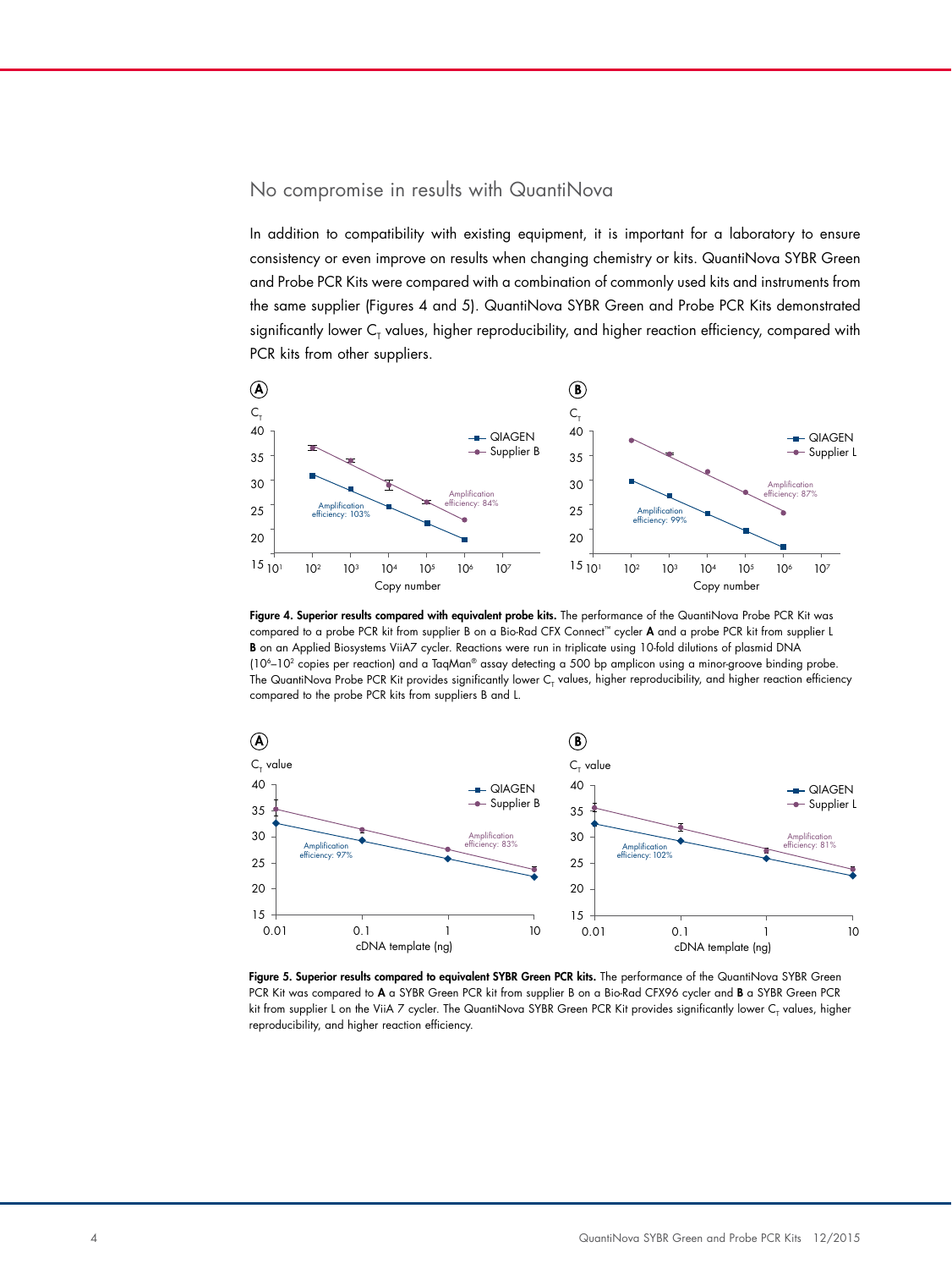## No compromise in results with QuantiNova

In addition to compatibility with existing equipment, it is important for a laboratory to ensure consistency or even improve on results when changing chemistry or kits. QuantiNova SYBR Green and Probe PCR Kits were compared with a combination of commonly used kits and instruments from the same supplier (Figures 4 and 5). QuantiNova SYBR Green and Probe PCR Kits demonstrated significantly lower $C_T$ values, higher reproducibility, and higher reaction efficiency, compared with PCR kits from other suppliers.

**Figure 4. Superior results compared with equivalent probe kits.** The performance of the QuantiNova Probe PCR Kit was compared to a probe PCR kit from supplier B on a Bio-Rad CFX Connect™ cycler **A** and a probe PCR kit from supplier L **B** on an Applied Biosystems ViiA7 cycler. Reactions were run in triplicate using 10-fold dilutions of plasmid DNA ($10^6$–$10^2$ copies per reaction) and a TaqMan® assay detecting a 500 bp amplicon using a minor-groove binding probe. The QuantiNova Probe PCR Kit provides significantly lower $C_T$ values, higher reproducibility, and higher reaction efficiency compared to the probe PCR kits from suppliers B and L.

**Figure 5. Superior results compared to equivalent SYBR Green PCR kits.** The performance of the QuantiNova SYBR Green PCR Kit was compared to **A** a SYBR Green PCR kit from supplier B on a Bio-Rad CFX96 cycler and **B** a SYBR Green PCR kit from supplier L on the ViiA 7 cycler. The QuantiNova SYBR Green PCR Kit provides significantly lower $C_T$ values, higher reproducibility, and higher reaction efficiency.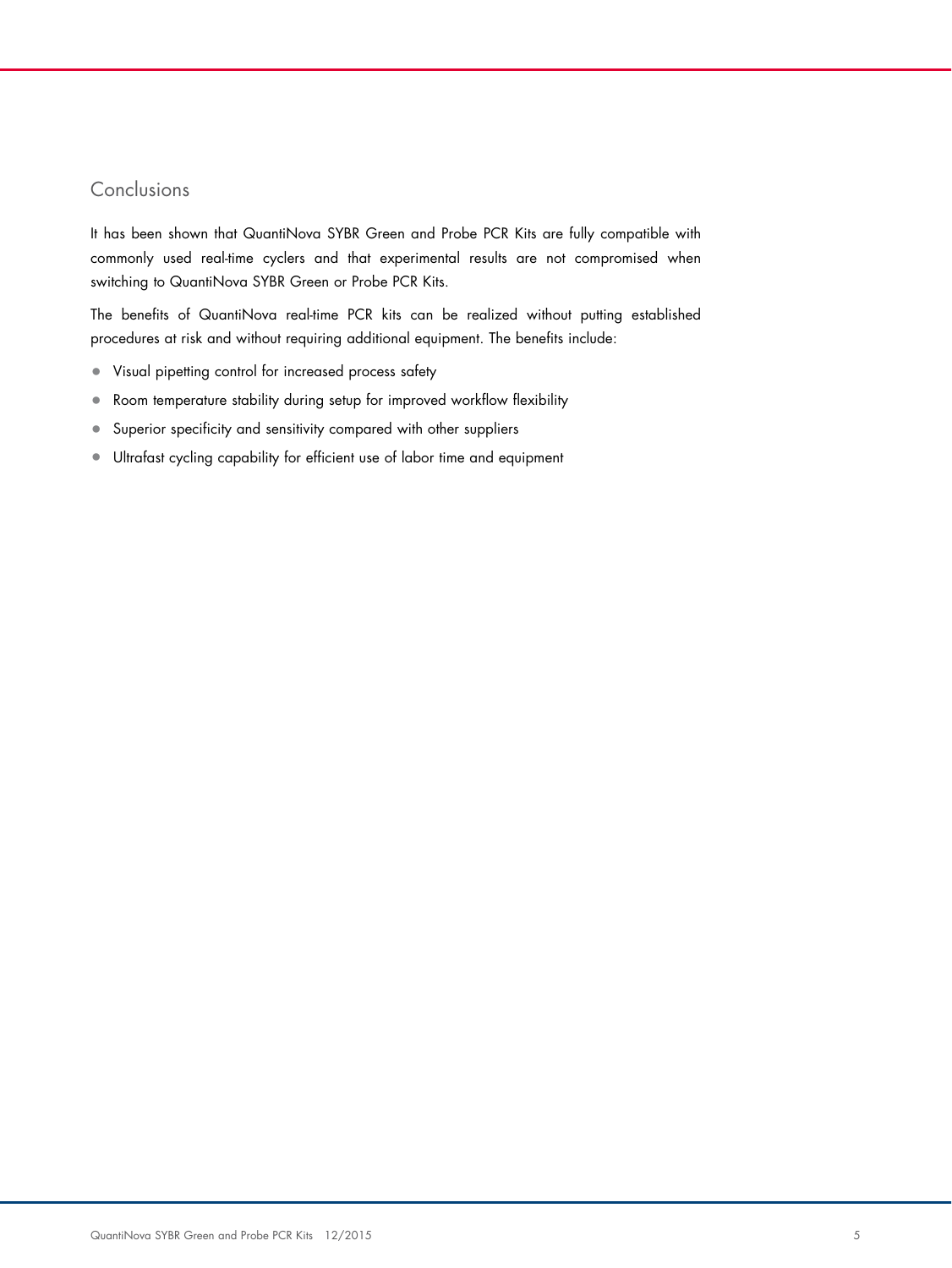## Conclusions

It has been shown that QuantiNova SYBR Green and Probe PCR Kits are fully compatible with commonly used real-time cyclers and that experimental results are not compromised when switching to QuantiNova SYBR Green or Probe PCR Kits.

The benefits of QuantiNova real-time PCR kits can be realized without putting established procedures at risk and without requiring additional equipment. The benefits include:

- Visual pipetting control for increased process safety
- Room temperature stability during setup for improved workflow flexibility
- Superior specificity and sensitivity compared with other suppliers
- Ultrafast cycling capability for efficient use of labor time and equipment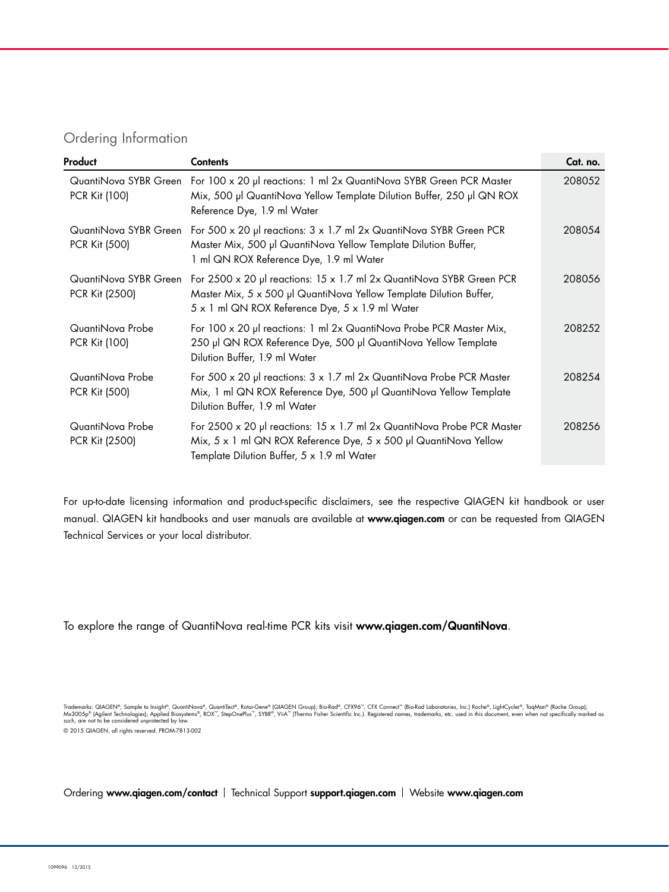## Ordering Information

| Product | Contents | Cat. no. |
|---|---|---|
| QuantiNova SYBR Green PCR Kit (100) | For 100 x 20 µl reactions: 1 ml 2x QuantiNova SYBR Green PCR Master Mix, 500 µl QuantiNova Yellow Template Dilution Buffer, 250 µl QN ROX Reference Dye, 1.9 ml Water | 208052 |
| QuantiNova SYBR Green PCR Kit (500) | For 500 x 20 µl reactions: 3 x 1.7 ml 2x QuantiNova SYBR Green PCR Master Mix, 500 µl QuantiNova Yellow Template Dilution Buffer, 1 ml QN ROX Reference Dye, 1.9 ml Water | 208054 |
| QuantiNova SYBR Green PCR Kit (2500) | For 2500 x 20 µl reactions: 15 x 1.7 ml 2x QuantiNova SYBR Green PCR Master Mix, 5 x 500 µl QuantiNova Yellow Template Dilution Buffer, 5 x 1 ml QN ROX Reference Dye, 5 x 1.9 ml Water | 208056 |
| QuantiNova Probe PCR Kit (100) | For 100 x 20 µl reactions: 1 ml 2x QuantiNova Probe PCR Master Mix, 250 µl QN ROX Reference Dye, 500 µl QuantiNova Yellow Template Dilution Buffer, 1.9 ml Water | 208252 |
| QuantiNova Probe PCR Kit (500) | For 500 x 20 µl reactions: 3 x 1.7 ml 2x QuantiNova Probe PCR Master Mix, 1 ml QN ROX Reference Dye, 500 µl QuantiNova Yellow Template Dilution Buffer, 1.9 ml Water | 208254 |
| QuantiNova Probe PCR Kit (2500) | For 2500 x 20 µl reactions: 15 x 1.7 ml 2x QuantiNova Probe PCR Master Mix, 5 x 1 ml QN ROX Reference Dye, 5 x 500 µl QuantiNova Yellow Template Dilution Buffer, 5 x 1.9 ml Water | 208256 |

For up-to-date licensing information and product-specific disclaimers, see the respective QIAGEN kit handbook or user manual. QIAGEN kit handbooks and user manuals are available at **www.qiagen.com** or can be requested from QIAGEN Technical Services or your local distributor.

To explore the range of QuantiNova real-time PCR kits visit **www.qiagen.com/QuantiNova**.

Trademarks: QIAGEN®, Sample to Insight®, QuantiNova®, QuantiTect®, Rotor-Gene® (QIAGEN Group); Bio-Rad®, CFX96™, CFX Connect™ (Bio-Rad Laboratories, Inc.) Roche®, LightCycler®, TaqMan® (Roche Group); Mx3005p® (Agilent Technologies); Applied Biosystems®, ROX™, StepOnePlus™, SYBR®, ViiA™ (Thermo Fisher Scientific Inc.). Registered names, trademarks, etc. used in this document, even when not specifically marked as such, are not to be considered unprotected by law.

© 2015 QIAGEN, all rights reserved. PROM-7813-002

Ordering **www.qiagen.com/contact** | Technical Support **support.qiagen.com** | Website **www.qiagen.com**

1099096 12/2015